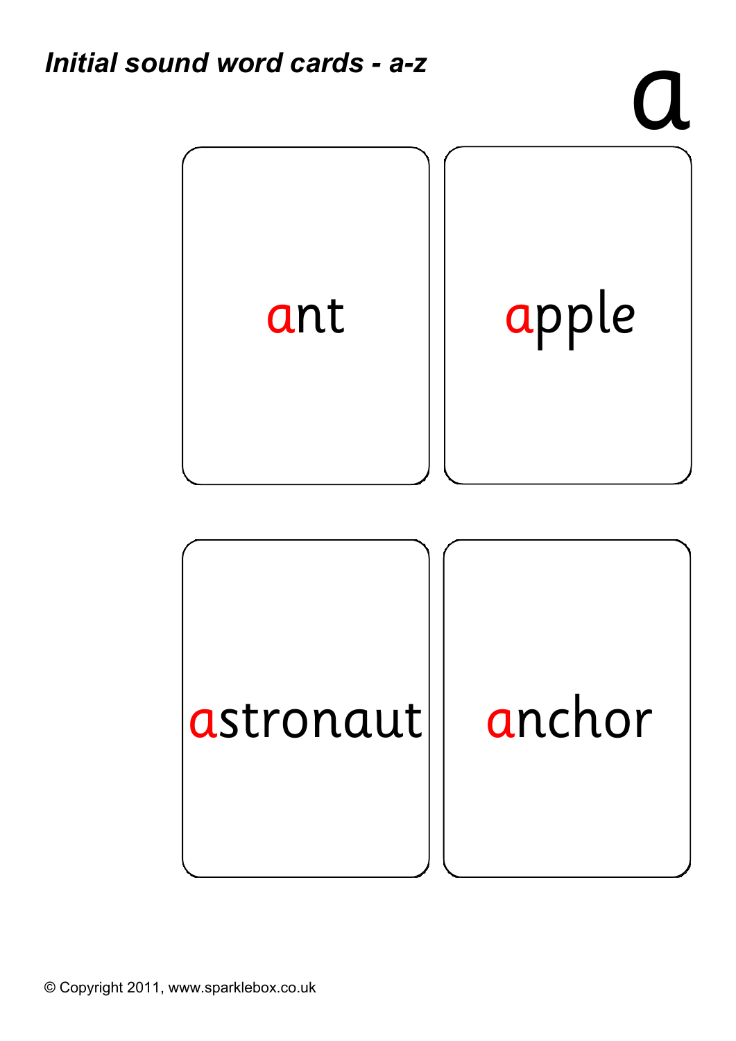*Initial sound word cards - a-z*

# a

ant

apple

astronaut

anchor

© Copyright 2011, www.sparklebox.co.uk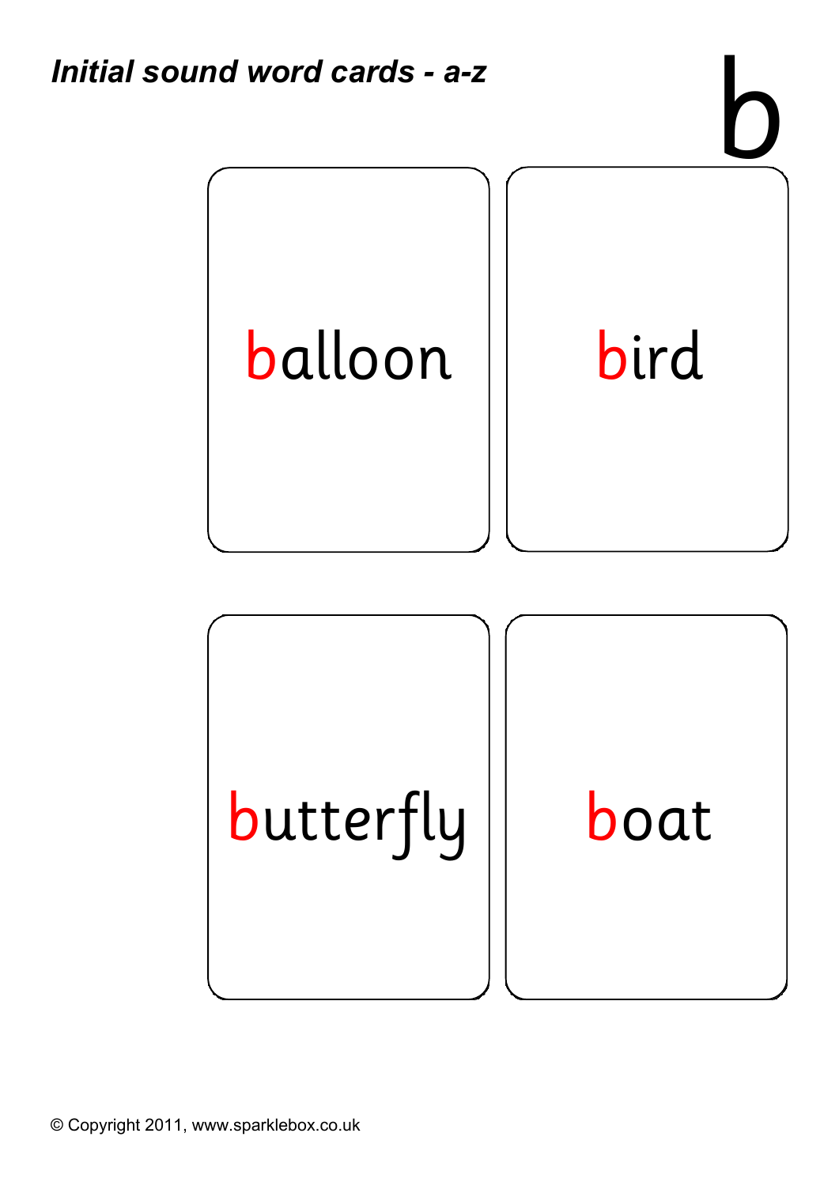*Initial sound word cards - a-z*

# b

balloon

bird

butterfly

boat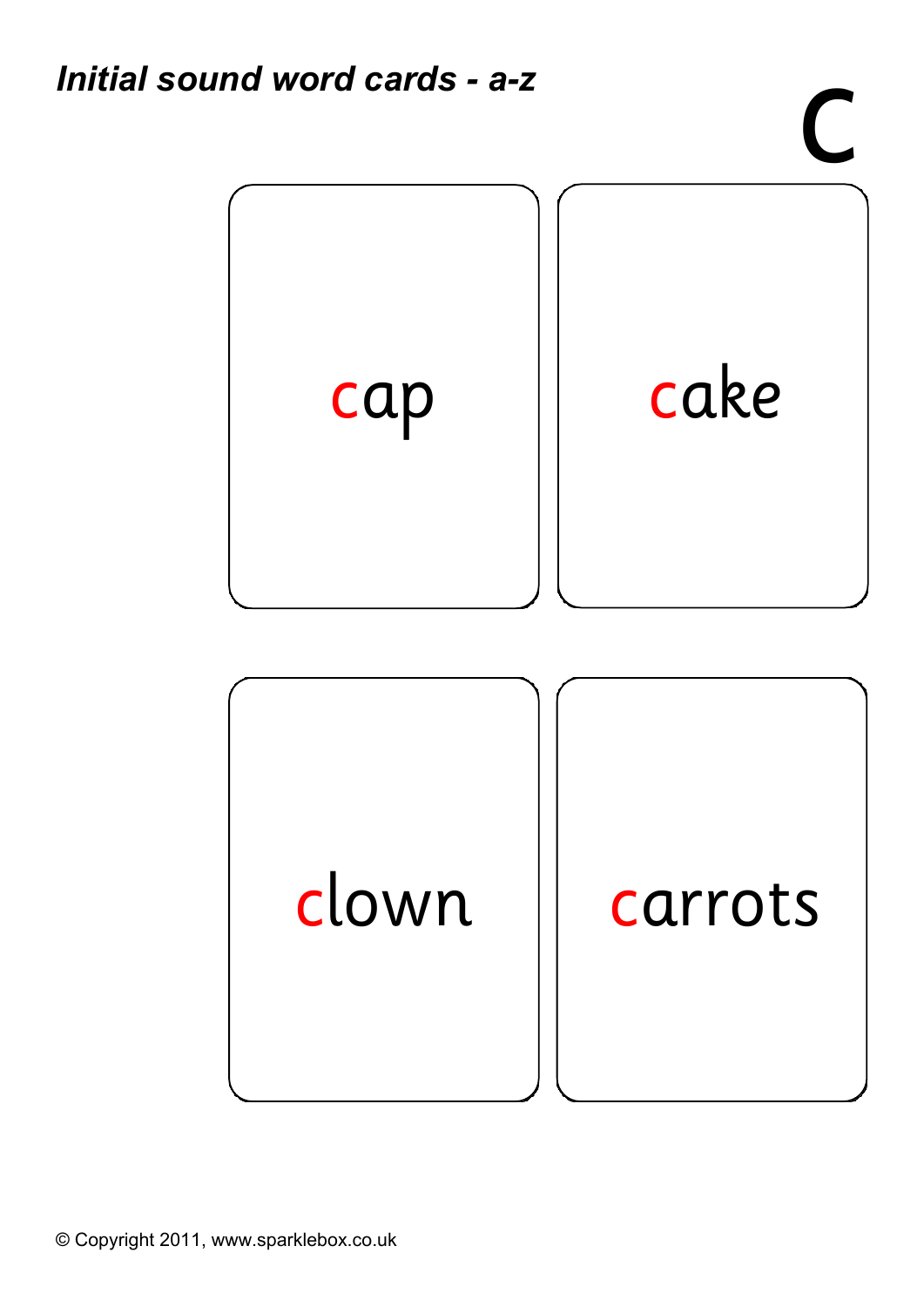*Initial sound word cards - a-z*

# c

cap

cake

clown

carrots

© Copyright 2011, www.sparklebox.co.uk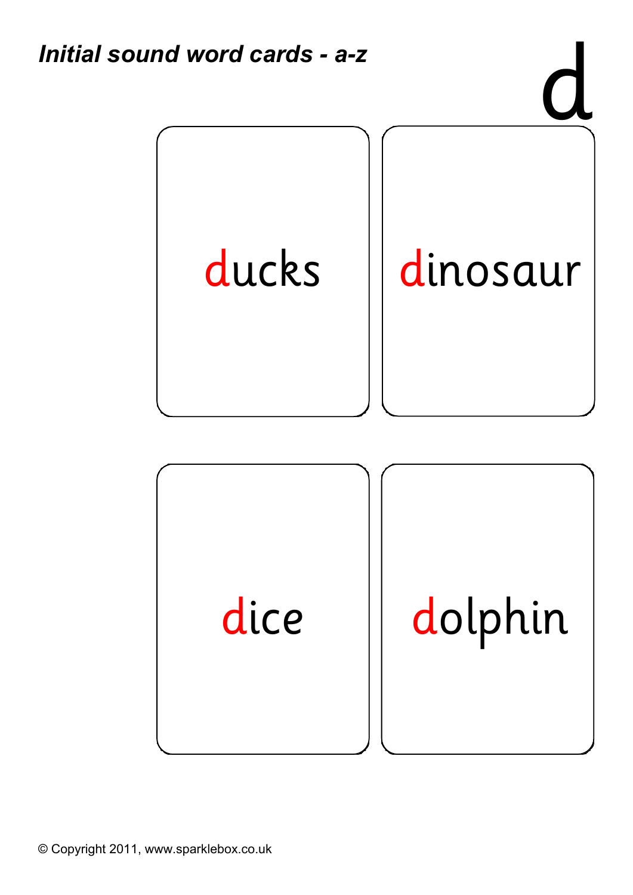*Initial sound word cards - a-z*

# d

ducks

dinosaur

dice

dolphin

© Copyright 2011, www.sparklebox.co.uk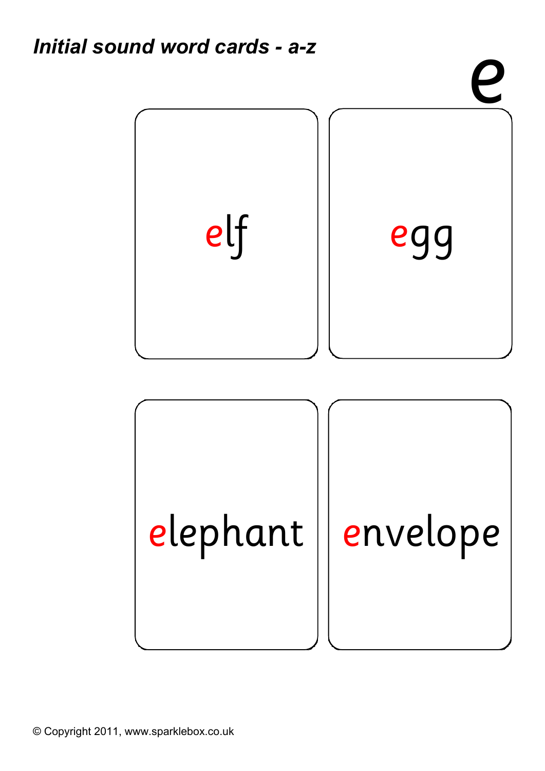*Initial sound word cards - a-z*

# e

elf

egg

elephant

envelope

© Copyright 2011, www.sparklebox.co.uk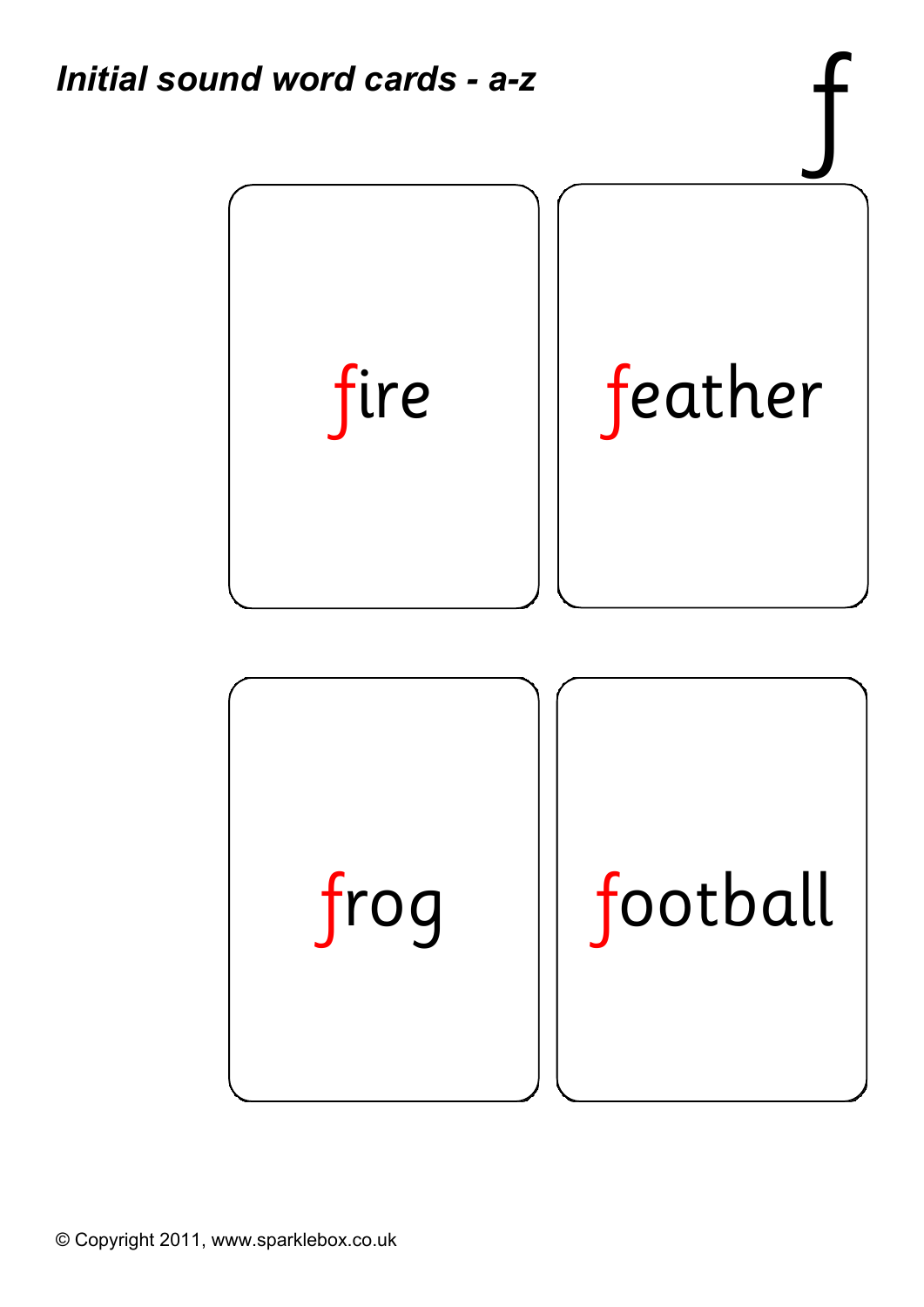*Initial sound word cards - a-z*

# f

fire

feather

frog

football

© Copyright 2011, www.sparklebox.co.uk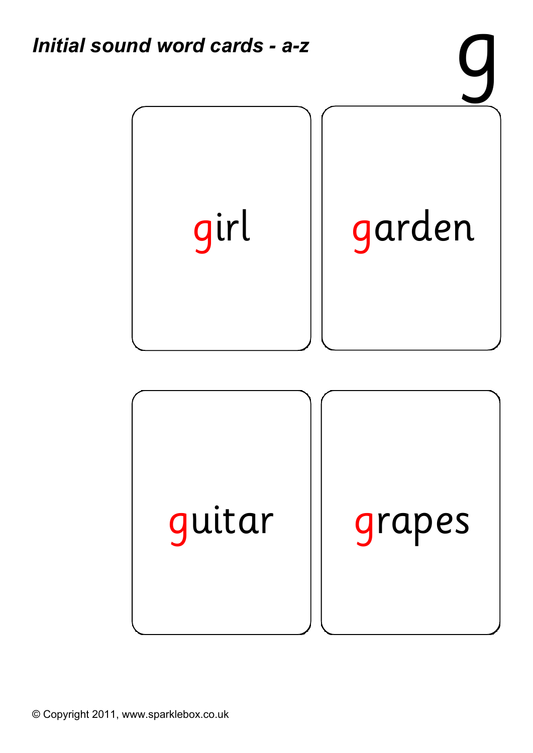*Initial sound word cards - a-z*

g

girl

garden

guitar

grapes

© Copyright 2011, www.sparklebox.co.uk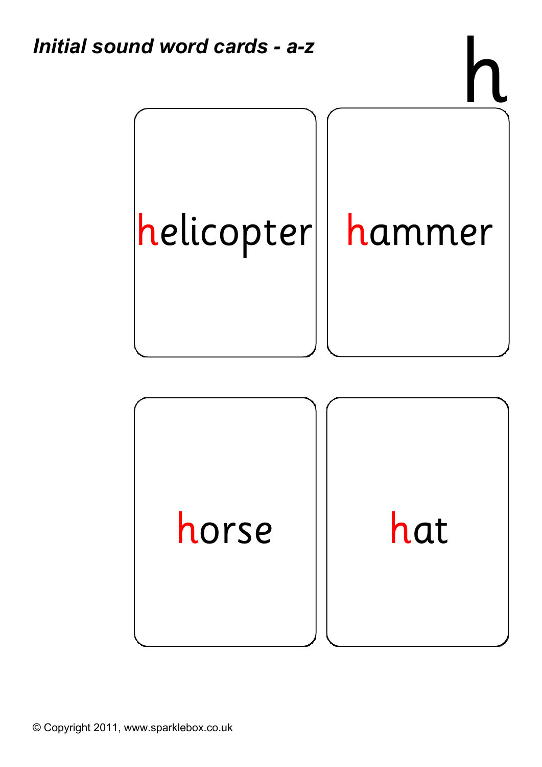***Initial sound word cards - a-z***

# h

helicopter

hammer

horse

hat

© Copyright 2011, www.sparklebox.co.uk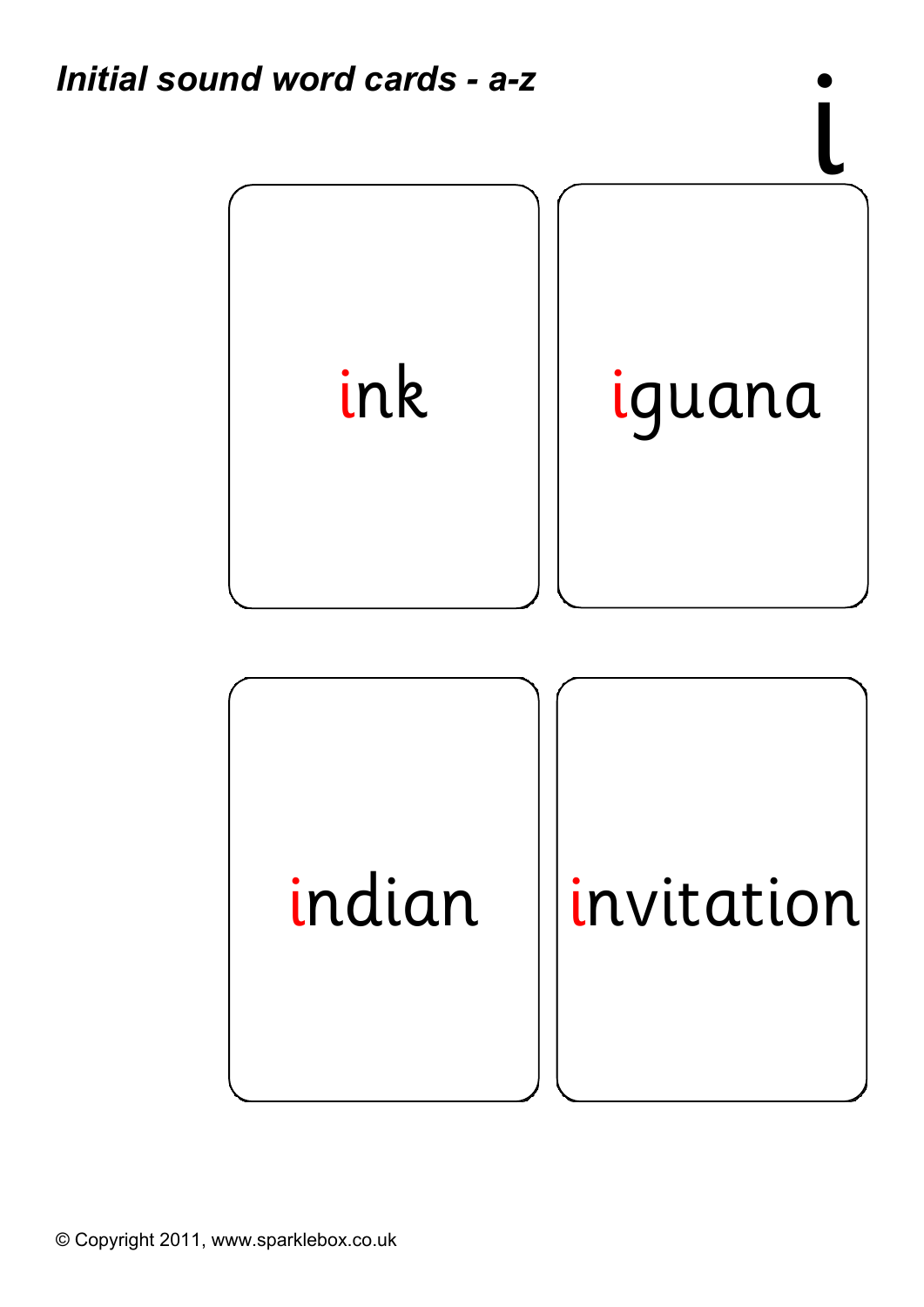***Initial sound word cards - a-z***

i

| ink | iguana |
| --- | --- |
| indian | invitation |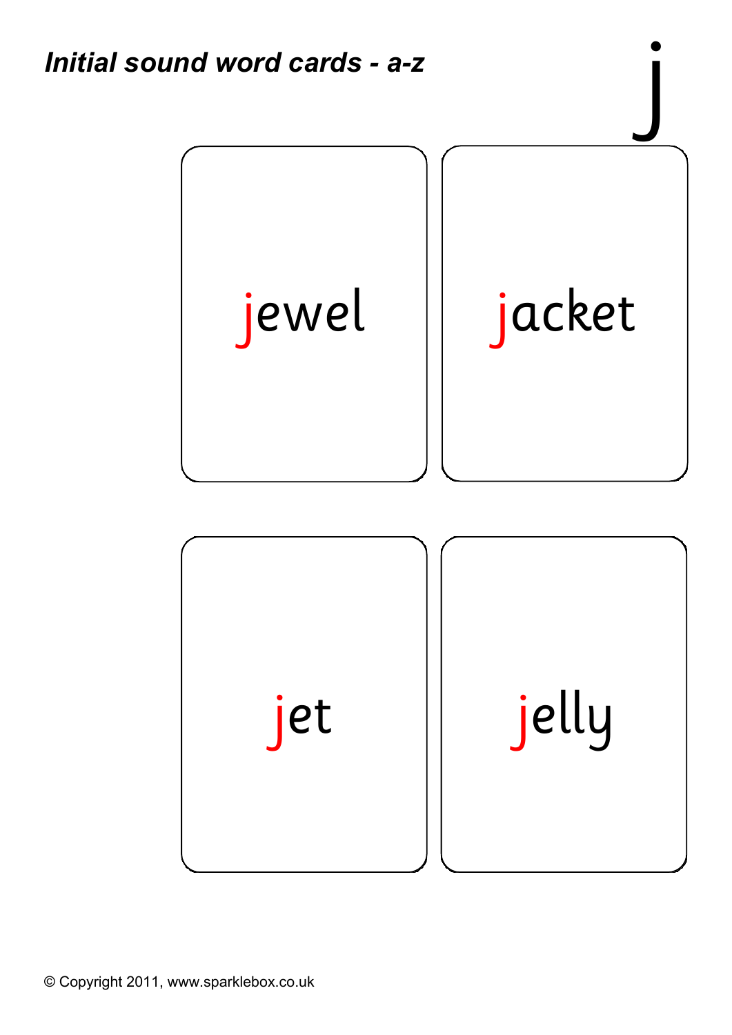*Initial sound word cards - a-z*

j

jewel

jacket

jet

jelly

© Copyright 2011, www.sparklebox.co.uk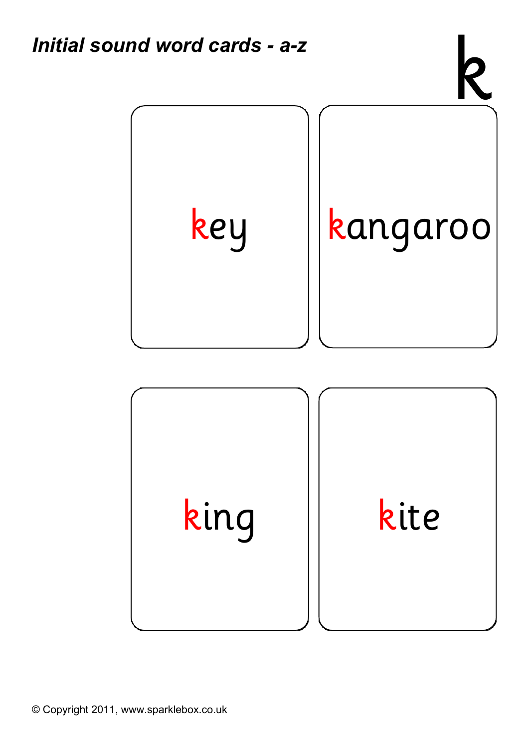***Initial sound word cards - a-z***

# k

| | |
|---|---|
| key | kangaroo |
| king | kite |

© Copyright 2011, www.sparklebox.co.uk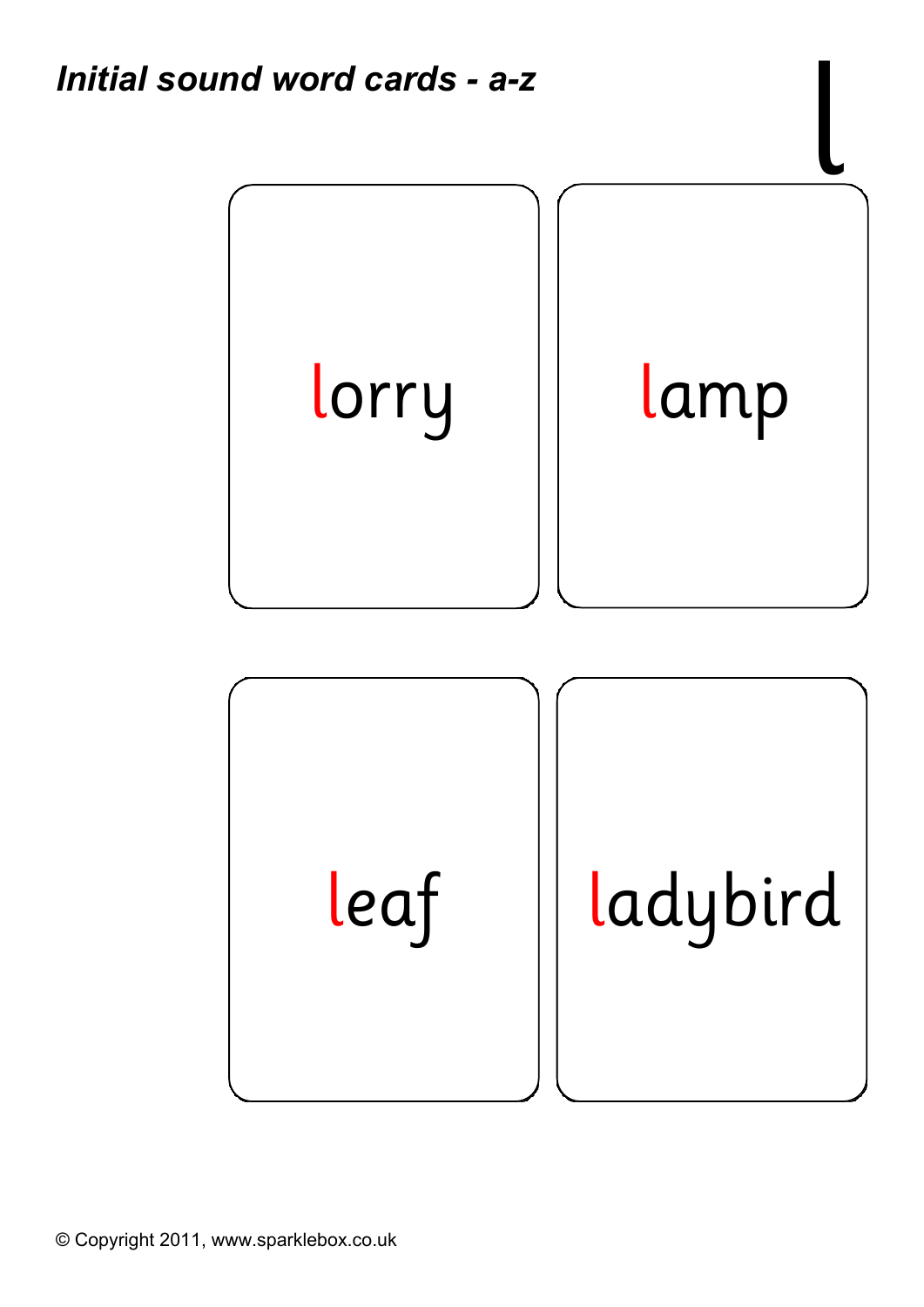*Initial sound word cards - a-z*

l

lorry

lamp

leaf

ladybird

© Copyright 2011, www.sparklebox.co.uk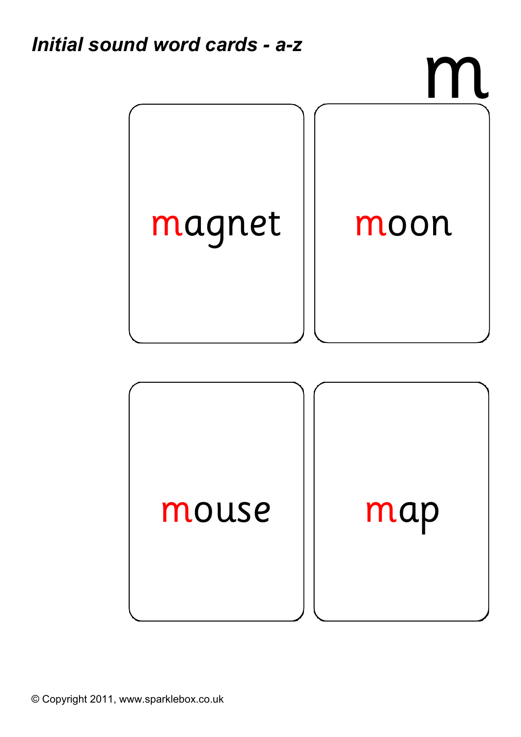*Initial sound word cards - a-z*

# m

magnet

moon

mouse

map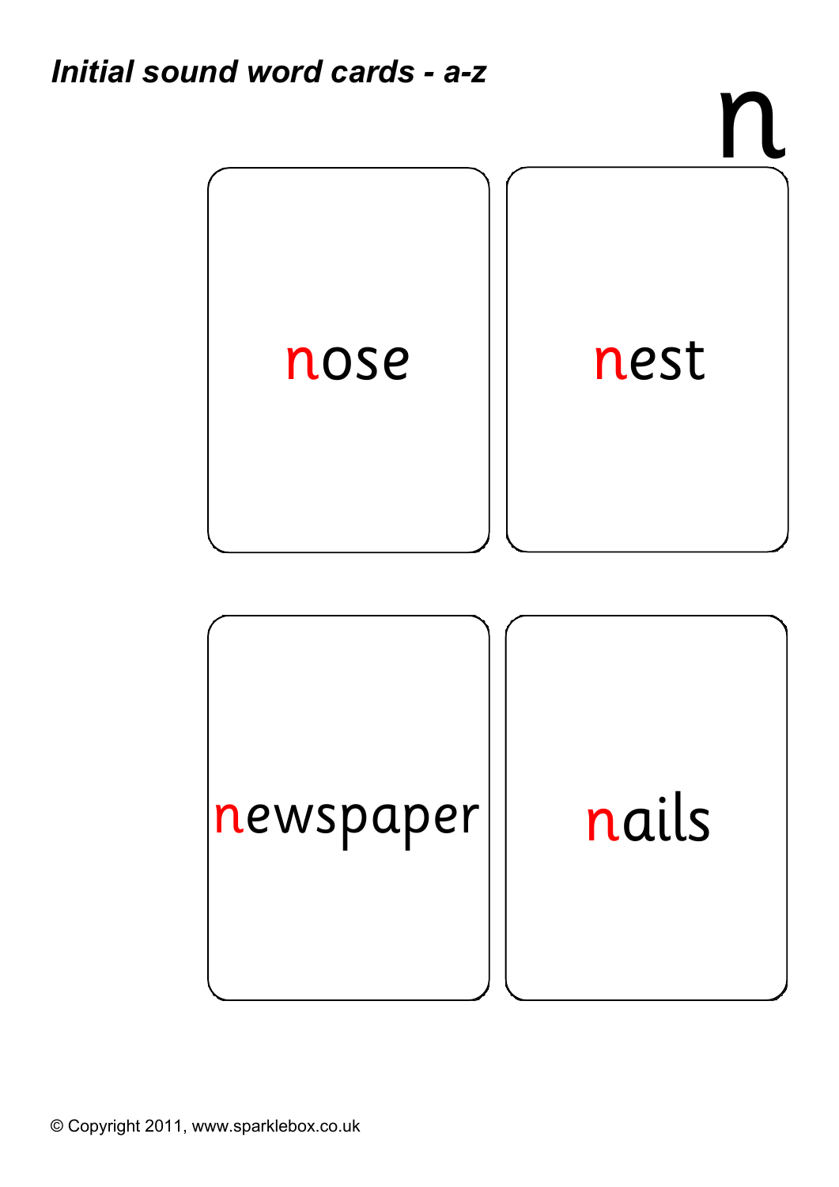*Initial sound word cards - a-z*

# n

nose

nest

newspaper

nails

© Copyright 2011, www.sparklebox.co.uk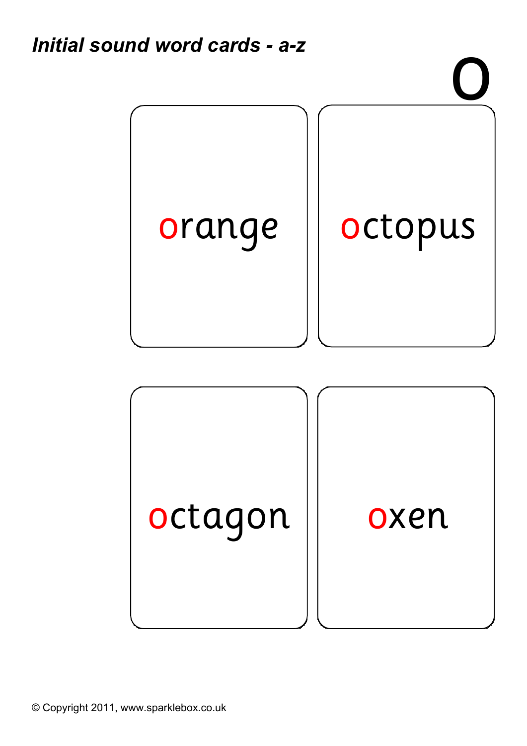*Initial sound word cards - a-z*

# o

orange

octopus

octagon

oxen

© Copyright 2011, www.sparklebox.co.uk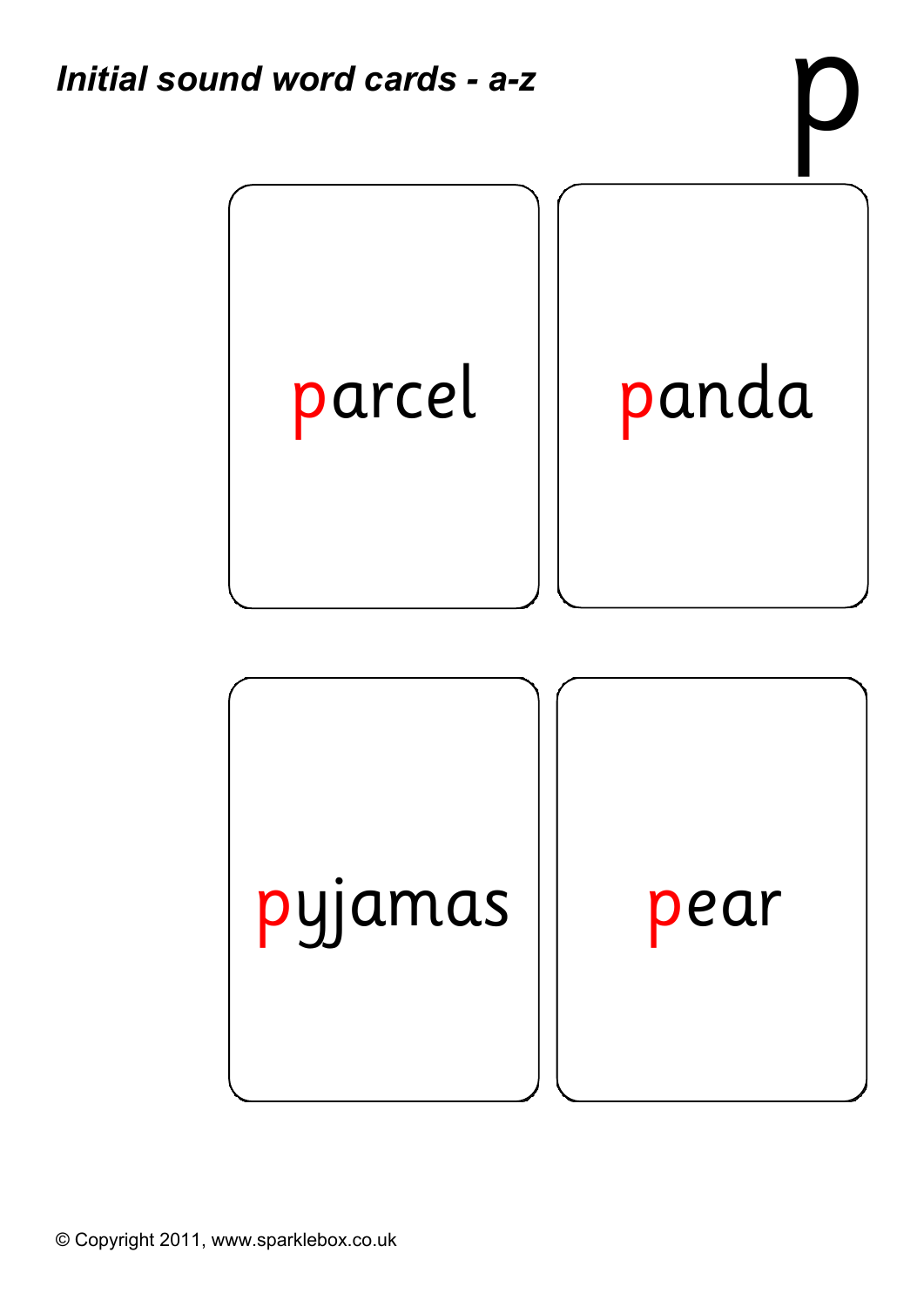***Initial sound word cards - a-z***

# p

parcel

panda

pyjamas

pear

© Copyright 2011, www.sparklebox.co.uk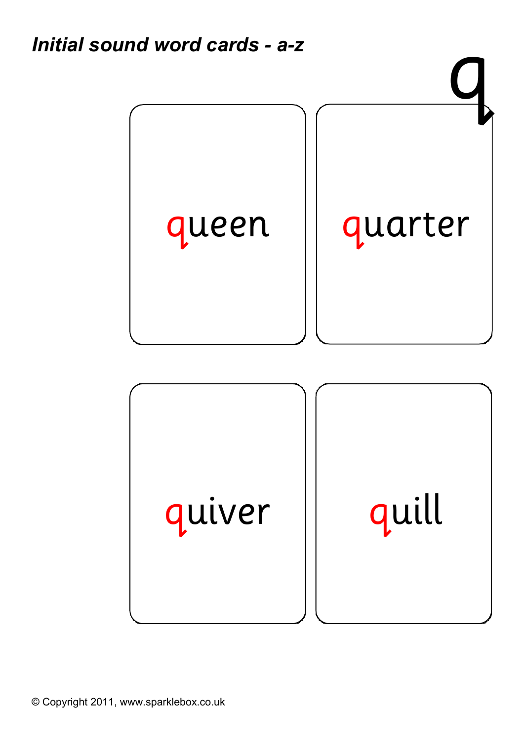***Initial sound word cards - a-z***

# q

queen

quarter

quiver

quill

© Copyright 2011, www.sparklebox.co.uk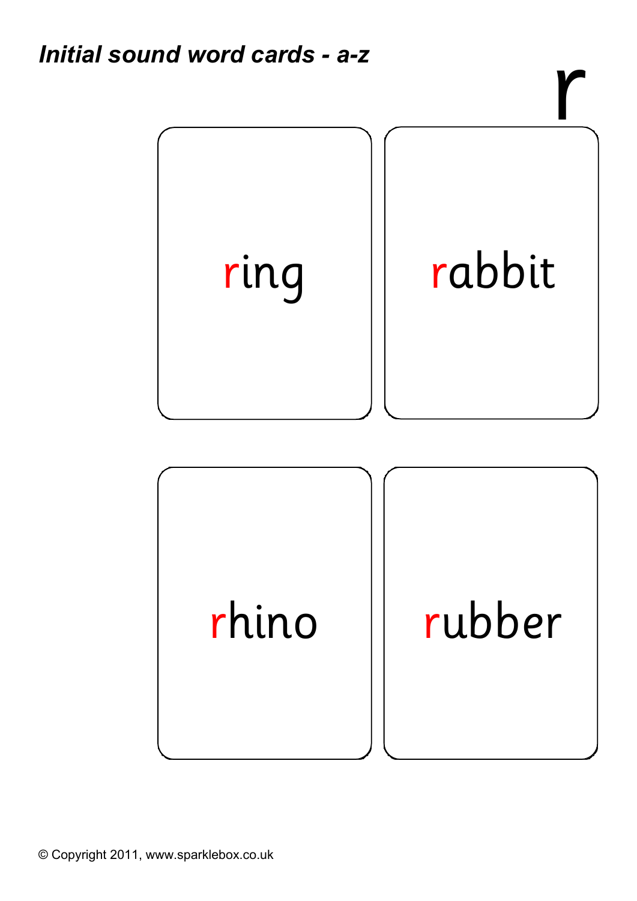*Initial sound word cards - a-z*

# r

ring

rabbit

rhino

rubber

© Copyright 2011, www.sparklebox.co.uk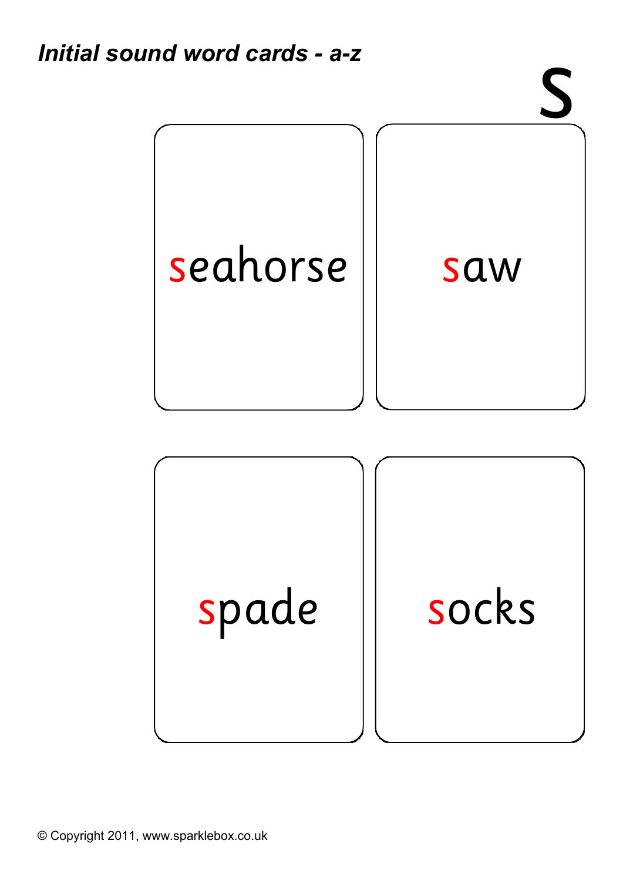*Initial sound word cards - a-z*

# s

| seahorse | saw |
|---|---|
| spade | socks |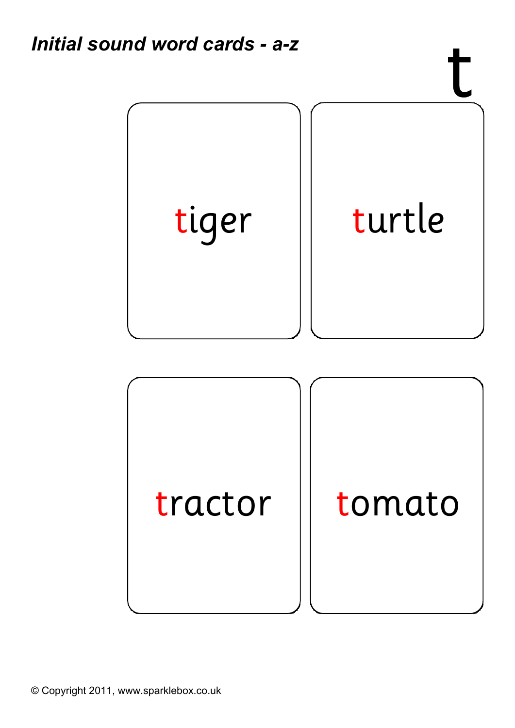***Initial sound word cards - a-z***

# t

| | |
|---|---|
| tiger | turtle |
| tractor | tomato |

© Copyright 2011, www.sparklebox.co.uk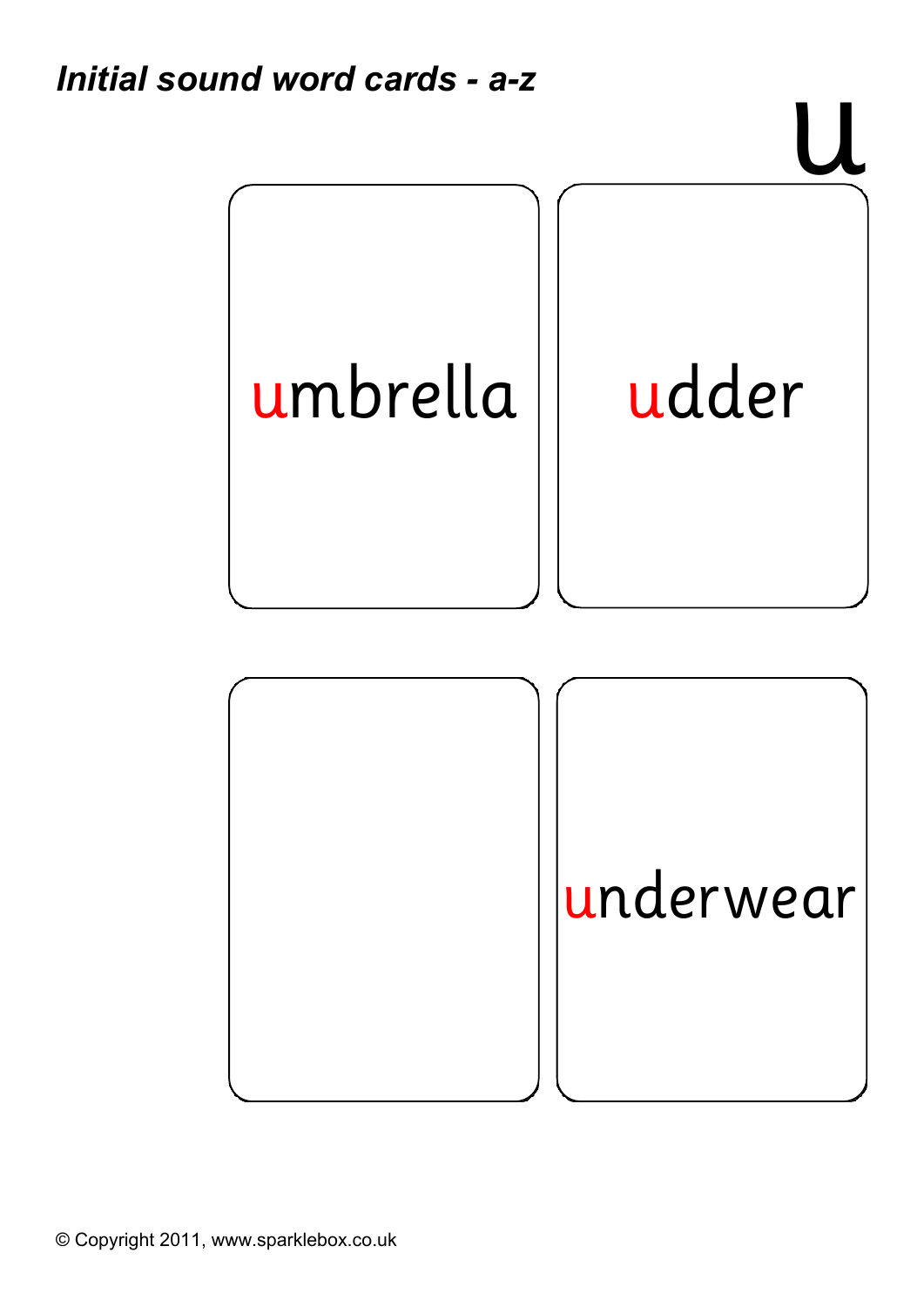*Initial sound word cards - a-z*

# u

umbrella

udder

underwear

© Copyright 2011, www.sparklebox.co.uk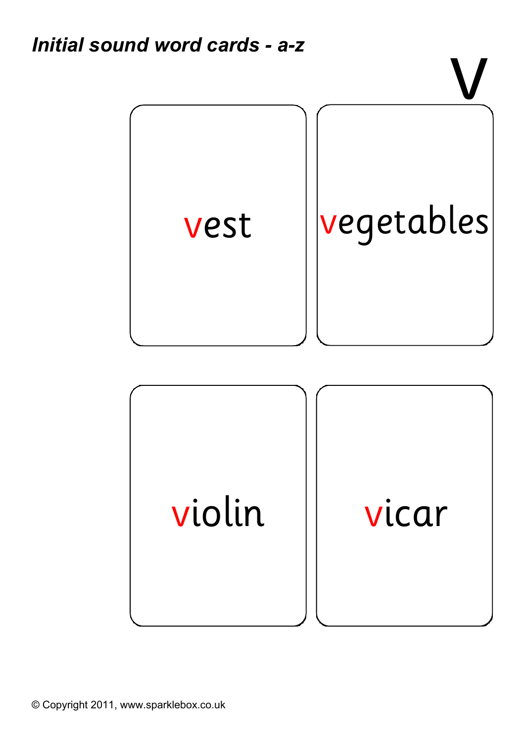*Initial sound word cards - a-z*

# v

vest

vegetables

violin

vicar

© Copyright 2011, www.sparklebox.co.uk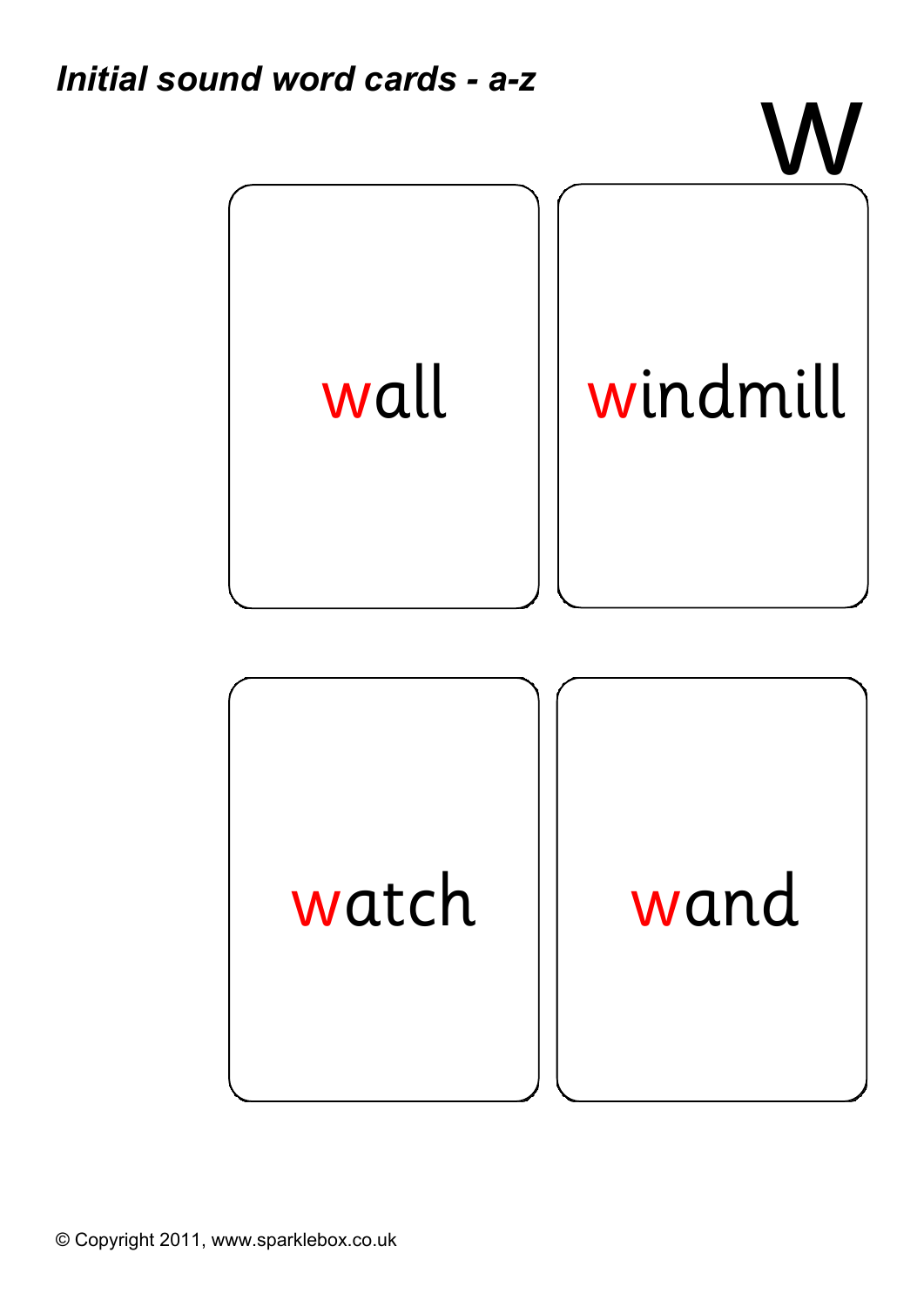*Initial sound word cards - a-z*

# w

wall

windmill

watch

wand

© Copyright 2011, www.sparklebox.co.uk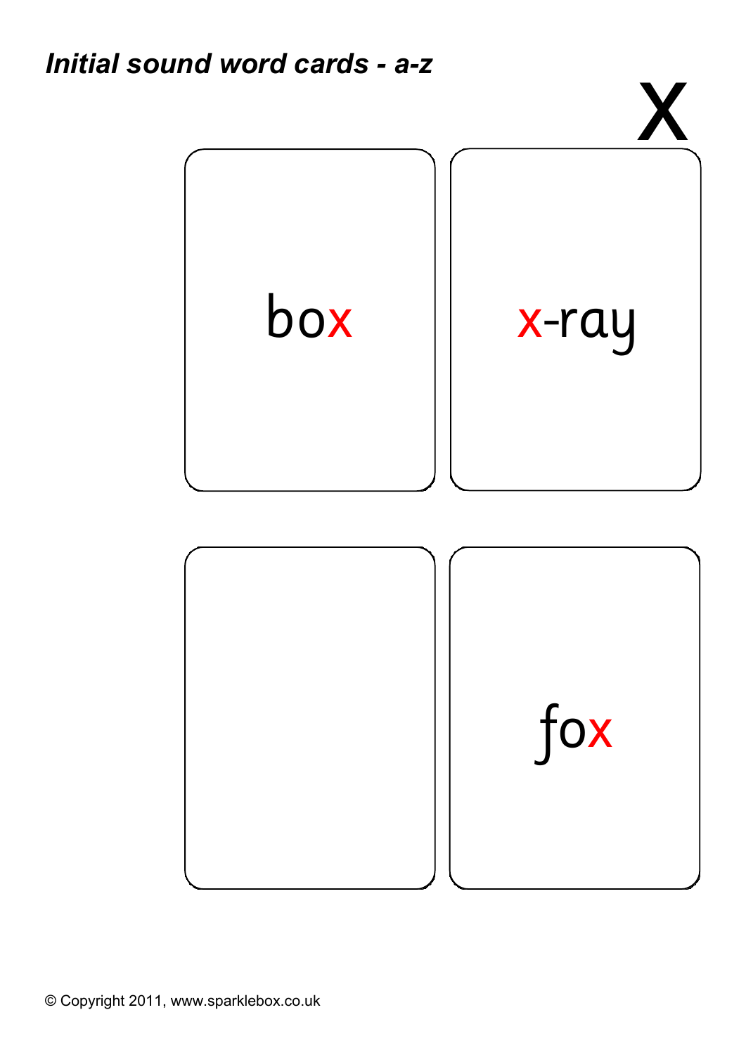***Initial sound word cards - a-z***

# x

| | |
|---|---|
| box | x-ray |
| | fox |

© Copyright 2011, www.sparklebox.co.uk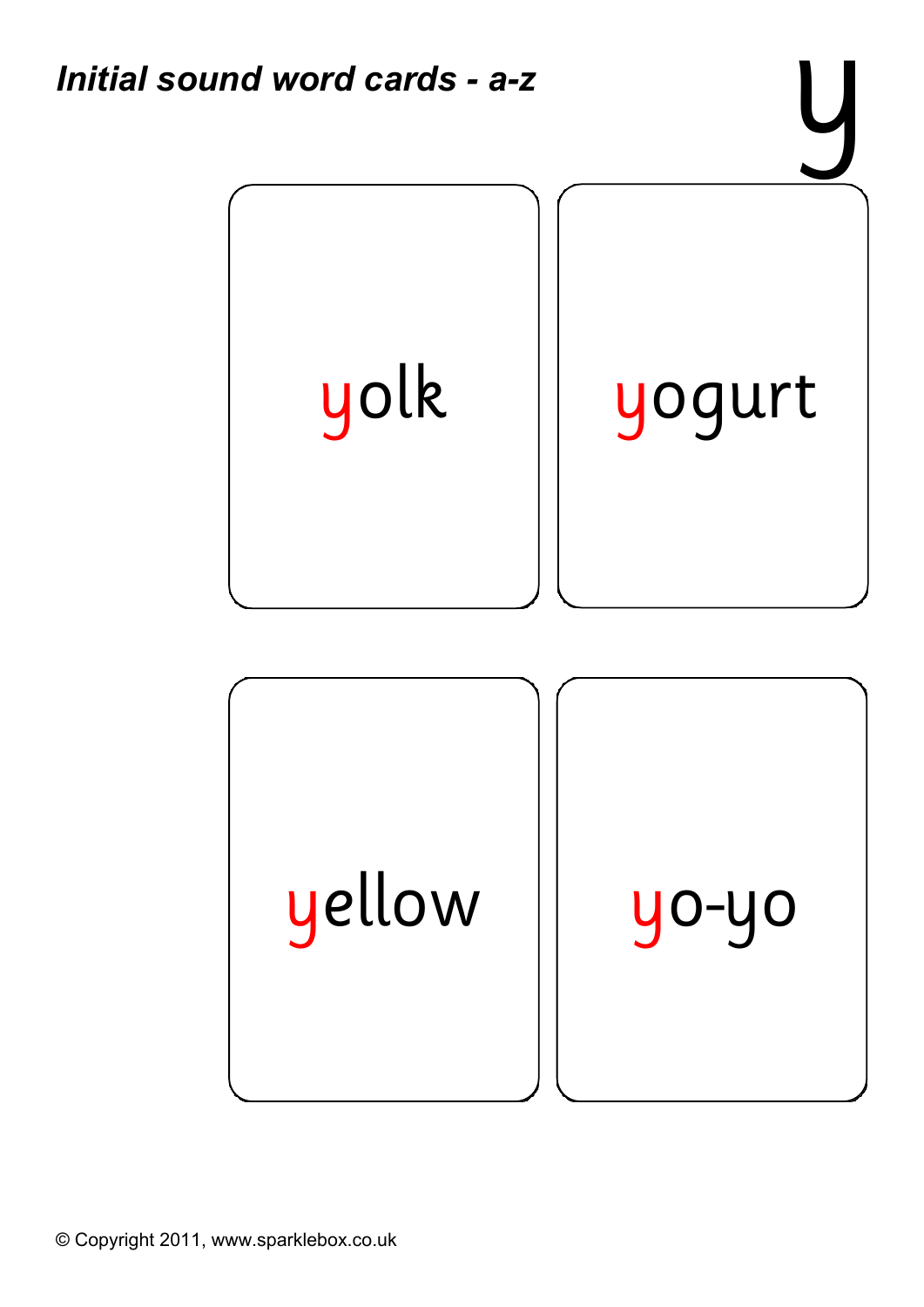*Initial sound word cards - a-z*

# y

yolk

yogurt

yellow

yo-yo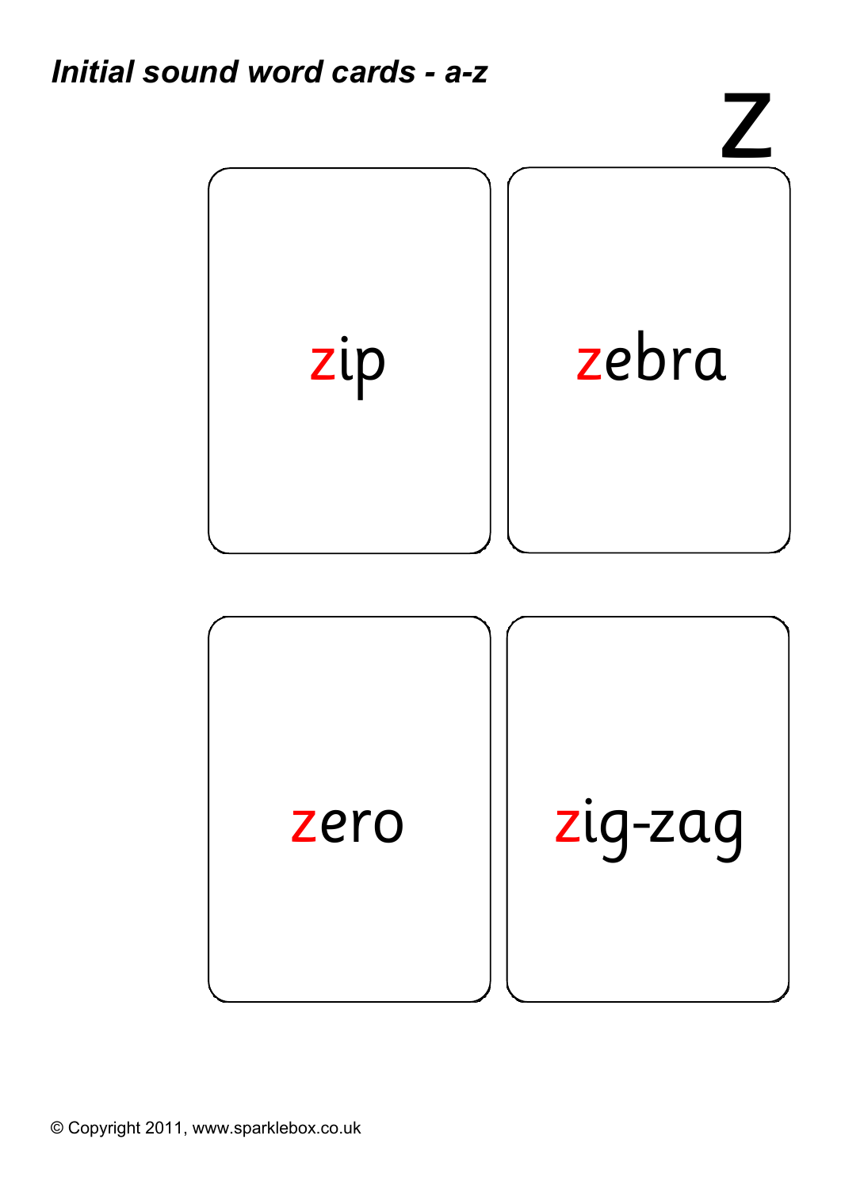*Initial sound word cards - a-z*

# z

zip

zebra

zero

zig-zag